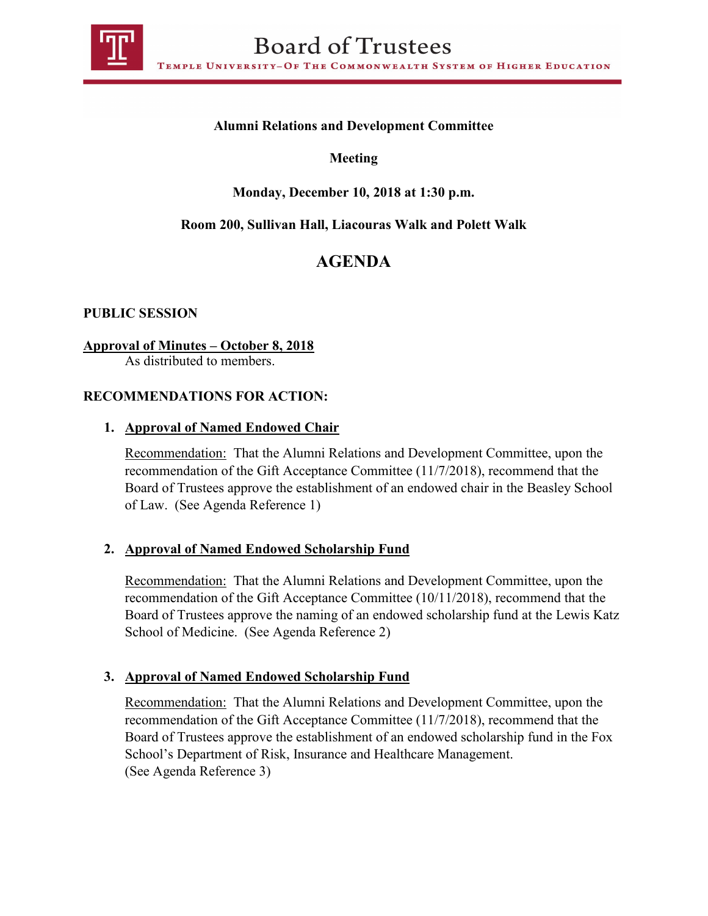# Board of Trustees

TEMPLE UNIVERSITY–OF THE COMMONWEALTH SYSTEM OF HIGHER EDUCATION

**Alumni Relations and Development Committee**

**Meeting**

**Monday, December 10, 2018 at 1:30 p.m.**

**Room 200, Sullivan Hall, Liacouras Walk and Polett Walk**

## AGENDA

**PUBLIC SESSION**

**Approval of Minutes – October 8, 2018**
As distributed to members.

**RECOMMENDATIONS FOR ACTION:**

1. **Approval of Named Endowed Chair**

   Recommendation: That the Alumni Relations and Development Committee, upon the recommendation of the Gift Acceptance Committee (11/7/2018), recommend that the Board of Trustees approve the establishment of an endowed chair in the Beasley School of Law. (See Agenda Reference 1)

2. **Approval of Named Endowed Scholarship Fund**

   Recommendation: That the Alumni Relations and Development Committee, upon the recommendation of the Gift Acceptance Committee (10/11/2018), recommend that the Board of Trustees approve the naming of an endowed scholarship fund at the Lewis Katz School of Medicine. (See Agenda Reference 2)

3. **Approval of Named Endowed Scholarship Fund**

   Recommendation: That the Alumni Relations and Development Committee, upon the recommendation of the Gift Acceptance Committee (11/7/2018), recommend that the Board of Trustees approve the establishment of an endowed scholarship fund in the Fox School's Department of Risk, Insurance and Healthcare Management. (See Agenda Reference 3)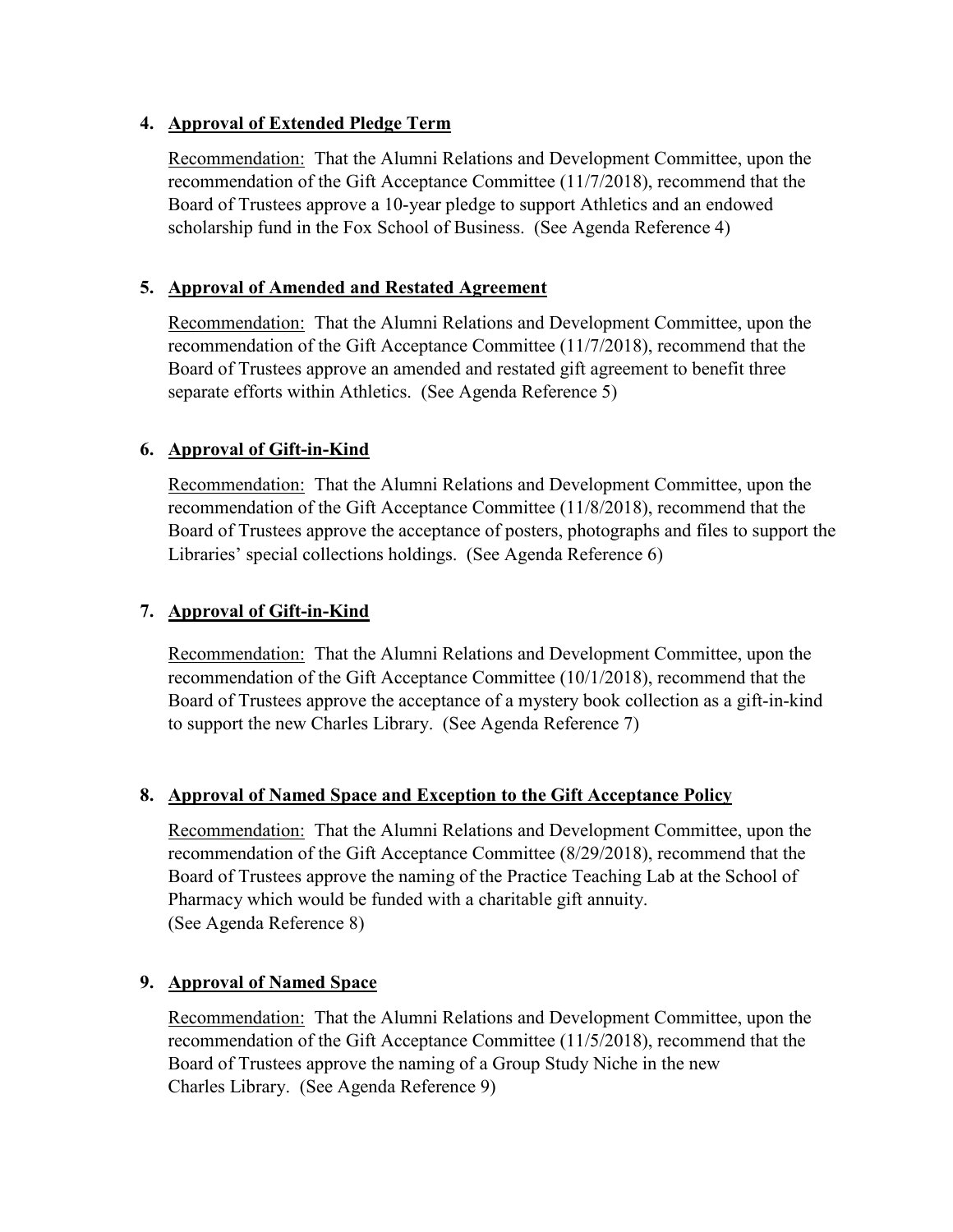4. **Approval of Extended Pledge Term**

   Recommendation: That the Alumni Relations and Development Committee, upon the recommendation of the Gift Acceptance Committee (11/7/2018), recommend that the Board of Trustees approve a 10-year pledge to support Athletics and an endowed scholarship fund in the Fox School of Business. (See Agenda Reference 4)

5. **Approval of Amended and Restated Agreement**

   Recommendation: That the Alumni Relations and Development Committee, upon the recommendation of the Gift Acceptance Committee (11/7/2018), recommend that the Board of Trustees approve an amended and restated gift agreement to benefit three separate efforts within Athletics. (See Agenda Reference 5)

6. **Approval of Gift-in-Kind**

   Recommendation: That the Alumni Relations and Development Committee, upon the recommendation of the Gift Acceptance Committee (11/8/2018), recommend that the Board of Trustees approve the acceptance of posters, photographs and files to support the Libraries' special collections holdings. (See Agenda Reference 6)

7. **Approval of Gift-in-Kind**

   Recommendation: That the Alumni Relations and Development Committee, upon the recommendation of the Gift Acceptance Committee (10/1/2018), recommend that the Board of Trustees approve the acceptance of a mystery book collection as a gift-in-kind to support the new Charles Library. (See Agenda Reference 7)

8. **Approval of Named Space and Exception to the Gift Acceptance Policy**

   Recommendation: That the Alumni Relations and Development Committee, upon the recommendation of the Gift Acceptance Committee (8/29/2018), recommend that the Board of Trustees approve the naming of the Practice Teaching Lab at the School of Pharmacy which would be funded with a charitable gift annuity. (See Agenda Reference 8)

9. **Approval of Named Space**

   Recommendation: That the Alumni Relations and Development Committee, upon the recommendation of the Gift Acceptance Committee (11/5/2018), recommend that the Board of Trustees approve the naming of a Group Study Niche in the new Charles Library. (See Agenda Reference 9)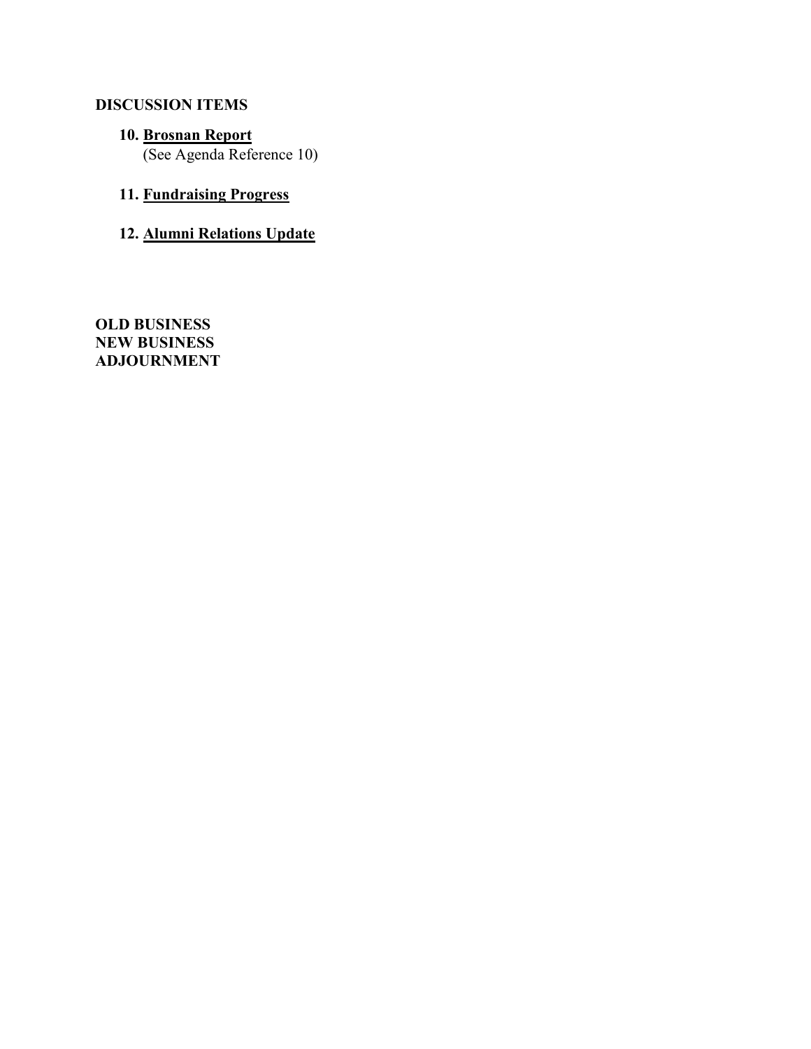**DISCUSSION ITEMS**

**10. <u>Brosnan Report</u>**
(See Agenda Reference 10)

**11. <u>Fundraising Progress</u>**

**12. <u>Alumni Relations Update</u>**

**OLD BUSINESS**
**NEW BUSINESS**
**ADJOURNMENT**